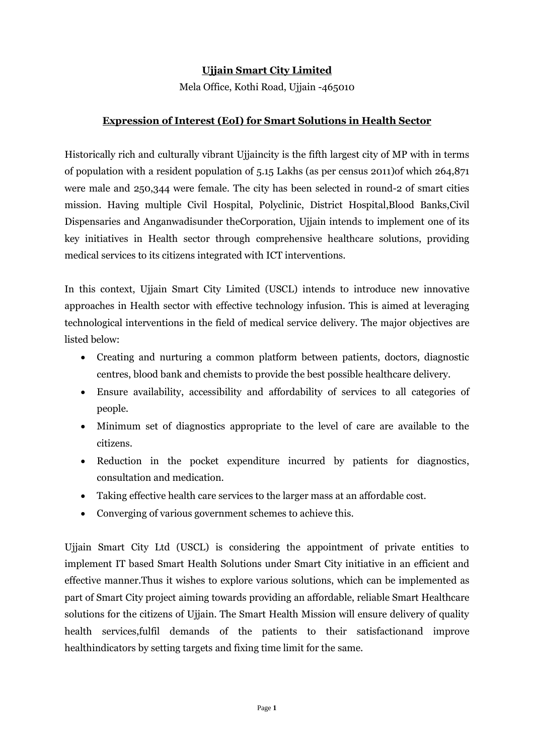**Ujjain Smart City Limited**

Mela Office, Kothi Road, Ujjain -465010

**Expression of Interest (EoI) for Smart Solutions in Health Sector**

Historically rich and culturally vibrant Ujjaincity is the fifth largest city of MP with in terms of population with a resident population of 5.15 Lakhs (as per census 2011)of which 264,871 were male and 250,344 were female. The city has been selected in round-2 of smart cities mission. Having multiple Civil Hospital, Polyclinic, District Hospital,Blood Banks,Civil Dispensaries and Anganwadisunder theCorporation, Ujjain intends to implement one of its key initiatives in Health sector through comprehensive healthcare solutions, providing medical services to its citizens integrated with ICT interventions.

In this context, Ujjain Smart City Limited (USCL) intends to introduce new innovative approaches in Health sector with effective technology infusion. This is aimed at leveraging technological interventions in the field of medical service delivery. The major objectives are listed below:

- Creating and nurturing a common platform between patients, doctors, diagnostic centres, blood bank and chemists to provide the best possible healthcare delivery.
- Ensure availability, accessibility and affordability of services to all categories of people.
- Minimum set of diagnostics appropriate to the level of care are available to the citizens.
- Reduction in the pocket expenditure incurred by patients for diagnostics, consultation and medication.
- Taking effective health care services to the larger mass at an affordable cost.
- Converging of various government schemes to achieve this.

Ujjain Smart City Ltd (USCL) is considering the appointment of private entities to implement IT based Smart Health Solutions under Smart City initiative in an efficient and effective manner.Thus it wishes to explore various solutions, which can be implemented as part of Smart City project aiming towards providing an affordable, reliable Smart Healthcare solutions for the citizens of Ujjain. The Smart Health Mission will ensure delivery of quality health services,fulfil demands of the patients to their satisfactionand improve healthindicators by setting targets and fixing time limit for the same.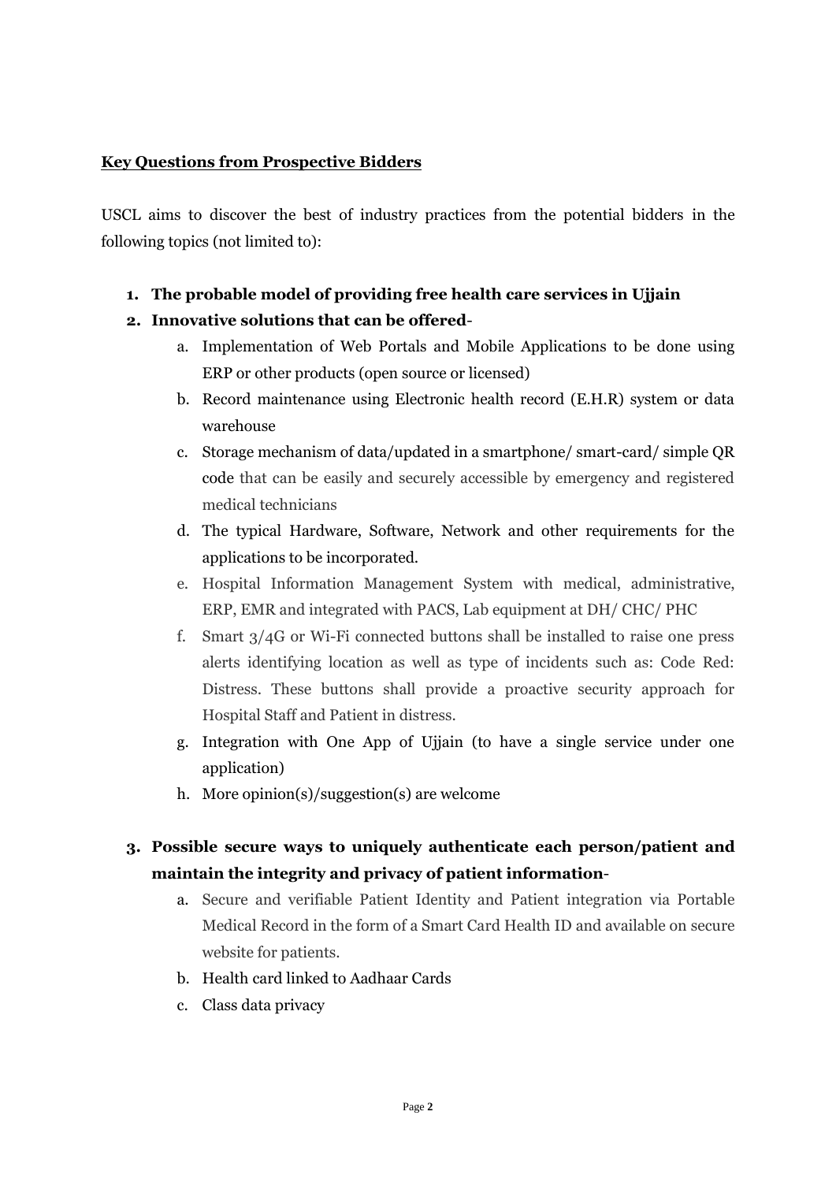**<u>Key Questions from Prospective Bidders</u>**

USCL aims to discover the best of industry practices from the potential bidders in the following topics (not limited to):

1. **The probable model of providing free health care services in Ujjain**
2. **Innovative solutions that can be offered**-
    a. Implementation of Web Portals and Mobile Applications to be done using ERP or other products (open source or licensed)
    b. Record maintenance using Electronic health record (E.H.R) system or data warehouse
    c. Storage mechanism of data/updated in a smartphone/ smart-card/ simple QR code that can be easily and securely accessible by emergency and registered medical technicians
    d. The typical Hardware, Software, Network and other requirements for the applications to be incorporated.
    e. Hospital Information Management System with medical, administrative, ERP, EMR and integrated with PACS, Lab equipment at DH/ CHC/ PHC
    f. Smart 3/4G or Wi-Fi connected buttons shall be installed to raise one press alerts identifying location as well as type of incidents such as: Code Red: Distress. These buttons shall provide a proactive security approach for Hospital Staff and Patient in distress.
    g. Integration with One App of Ujjain (to have a single service under one application)
    h. More opinion(s)/suggestion(s) are welcome
3. **Possible secure ways to uniquely authenticate each person/patient and maintain the integrity and privacy of patient information**-
    a. Secure and verifiable Patient Identity and Patient integration via Portable Medical Record in the form of a Smart Card Health ID and available on secure website for patients.
    b. Health card linked to Aadhaar Cards
    c. Class data privacy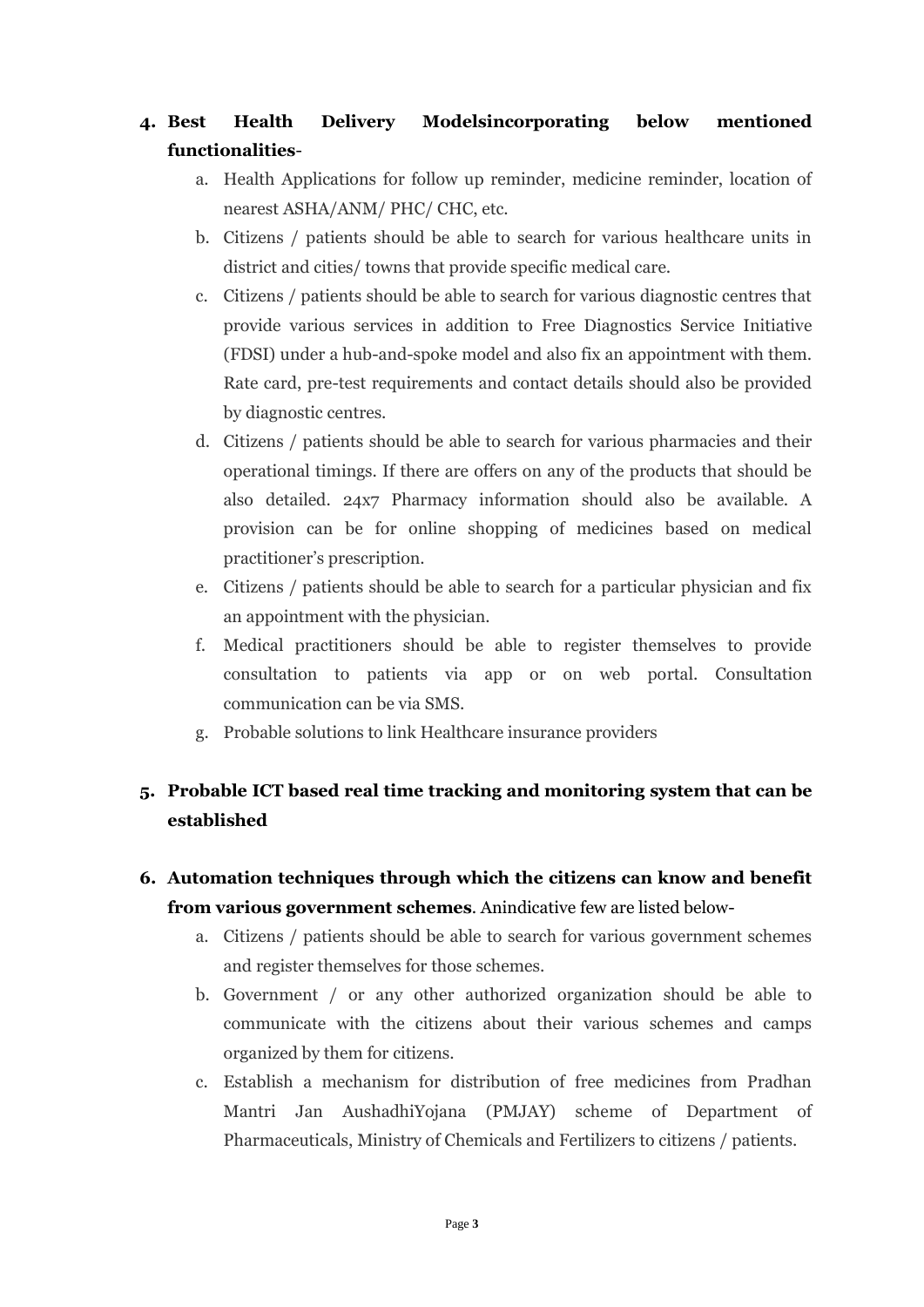4. **Best Health Delivery Modelsincorporating below mentioned functionalities**-
    a. Health Applications for follow up reminder, medicine reminder, location of nearest ASHA/ANM/ PHC/ CHC, etc.
    b. Citizens / patients should be able to search for various healthcare units in district and cities/ towns that provide specific medical care.
    c. Citizens / patients should be able to search for various diagnostic centres that provide various services in addition to Free Diagnostics Service Initiative (FDSI) under a hub-and-spoke model and also fix an appointment with them. Rate card, pre-test requirements and contact details should also be provided by diagnostic centres.
    d. Citizens / patients should be able to search for various pharmacies and their operational timings. If there are offers on any of the products that should be also detailed. 24x7 Pharmacy information should also be available. A provision can be for online shopping of medicines based on medical practitioner's prescription.
    e. Citizens / patients should be able to search for a particular physician and fix an appointment with the physician.
    f. Medical practitioners should be able to register themselves to provide consultation to patients via app or on web portal. Consultation communication can be via SMS.
    g. Probable solutions to link Healthcare insurance providers

5. **Probable ICT based real time tracking and monitoring system that can be established**

6. **Automation techniques through which the citizens can know and benefit from various government schemes**. Anindicative few are listed below-
    a. Citizens / patients should be able to search for various government schemes and register themselves for those schemes.
    b. Government / or any other authorized organization should be able to communicate with the citizens about their various schemes and camps organized by them for citizens.
    c. Establish a mechanism for distribution of free medicines from Pradhan Mantri Jan AushadhiYojana (PMJAY) scheme of Department of Pharmaceuticals, Ministry of Chemicals and Fertilizers to citizens / patients.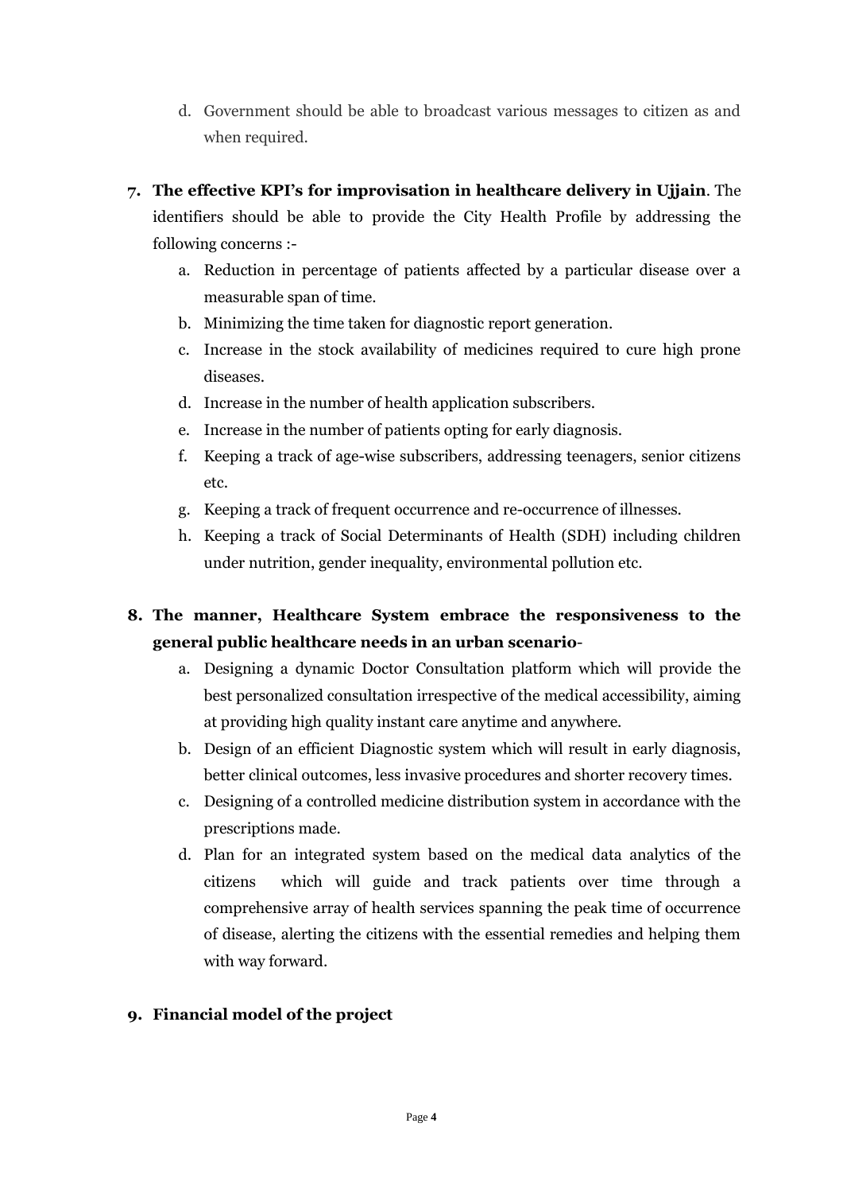d. Government should be able to broadcast various messages to citizen as and when required.

7. **The effective KPI's for improvisation in healthcare delivery in Ujjain**. The identifiers should be able to provide the City Health Profile by addressing the following concerns :-
   a. Reduction in percentage of patients affected by a particular disease over a measurable span of time.
   b. Minimizing the time taken for diagnostic report generation.
   c. Increase in the stock availability of medicines required to cure high prone diseases.
   d. Increase in the number of health application subscribers.
   e. Increase in the number of patients opting for early diagnosis.
   f. Keeping a track of age-wise subscribers, addressing teenagers, senior citizens etc.
   g. Keeping a track of frequent occurrence and re-occurrence of illnesses.
   h. Keeping a track of Social Determinants of Health (SDH) including children under nutrition, gender inequality, environmental pollution etc.

8. **The manner, Healthcare System embrace the responsiveness to the general public healthcare needs in an urban scenario**-
   a. Designing a dynamic Doctor Consultation platform which will provide the best personalized consultation irrespective of the medical accessibility, aiming at providing high quality instant care anytime and anywhere.
   b. Design of an efficient Diagnostic system which will result in early diagnosis, better clinical outcomes, less invasive procedures and shorter recovery times.
   c. Designing of a controlled medicine distribution system in accordance with the prescriptions made.
   d. Plan for an integrated system based on the medical data analytics of the citizens which will guide and track patients over time through a comprehensive array of health services spanning the peak time of occurrence of disease, alerting the citizens with the essential remedies and helping them with way forward.

9. **Financial model of the project**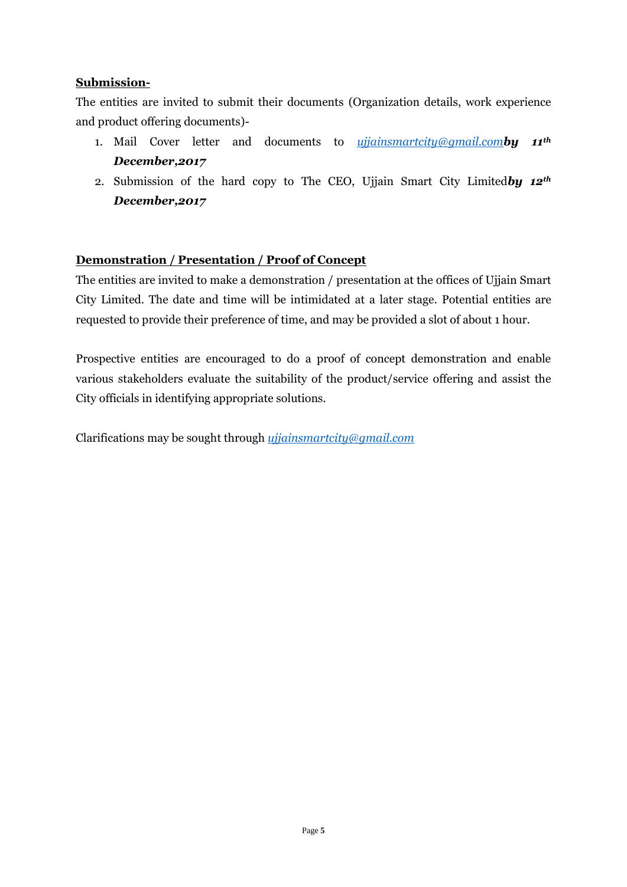**Submission-**

The entities are invited to submit their documents (Organization details, work experience and product offering documents)-

1. Mail Cover letter and documents to *ujjainsmartcity@gmail.com**by 11th December,2017***
2. Submission of the hard copy to The CEO, Ujjain Smart City Limited***by 12th December,2017***

**Demonstration / Presentation / Proof of Concept**

The entities are invited to make a demonstration / presentation at the offices of Ujjain Smart City Limited. The date and time will be intimidated at a later stage. Potential entities are requested to provide their preference of time, and may be provided a slot of about 1 hour.

Prospective entities are encouraged to do a proof of concept demonstration and enable various stakeholders evaluate the suitability of the product/service offering and assist the City officials in identifying appropriate solutions.

Clarifications may be sought through *ujjainsmartcity@gmail.com*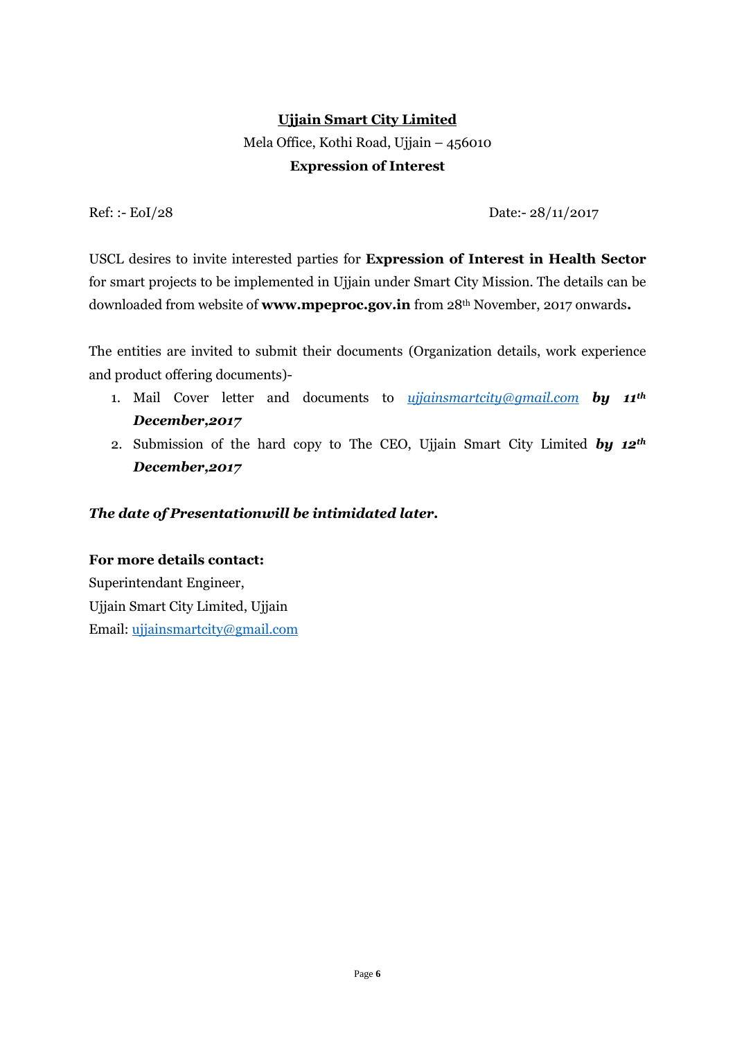**<u>Ujjain Smart City Limited</u>**

Mela Office, Kothi Road, Ujjain – 456010

**Expression of Interest**

Ref: :- EoI/28 Date:- 28/11/2017

USCL desires to invite interested parties for **Expression of Interest in Health Sector** for smart projects to be implemented in Ujjain under Smart City Mission. The details can be downloaded from website of **www.mpeproc.gov.in** from 28th November, 2017 onwards**.**

The entities are invited to submit their documents (Organization details, work experience and product offering documents)-

1. Mail Cover letter and documents to *ujjainsmartcity@gmail.com* ***by 11th December,2017***
2. Submission of the hard copy to The CEO, Ujjain Smart City Limited ***by 12th December,2017***

***The date of Presentationwill be intimidated later.***

**For more details contact:**

Superintendant Engineer,
Ujjain Smart City Limited, Ujjain
Email: ujjainsmartcity@gmail.com